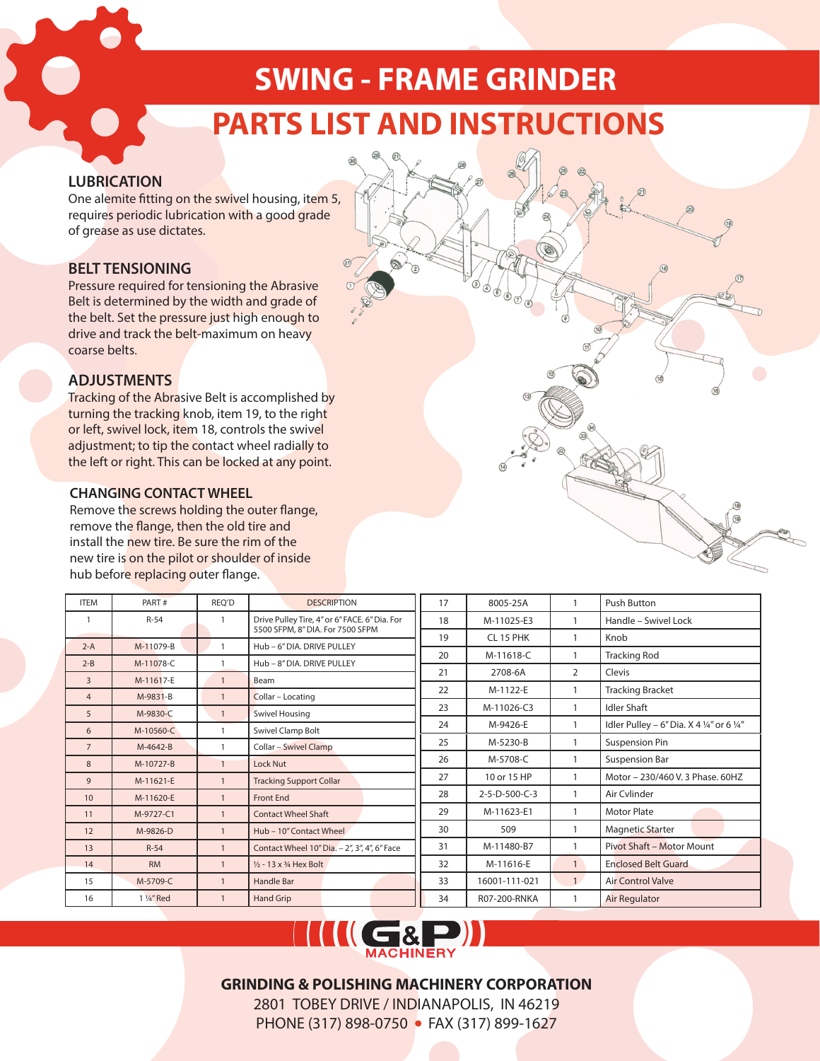# SWING - FRAME GRINDER

## PARTS LIST AND INSTRUCTIONS

### LUBRICATION

One alemite fitting on the swivel housing, item 5, requires periodic lubrication with a good grade of grease as use dictates.

### BELT TENSIONING

Pressure required for tensioning the Abrasive Belt is determined by the width and grade of the belt. Set the pressure just high enough to drive and track the belt-maximum on heavy coarse belts.

### ADJUSTMENTS

Tracking of the Abrasive Belt is accomplished by turning the tracking knob, item 19, to the right or left, swivel lock, item 18, controls the swivel adjustment; to tip the contact wheel radially to the left or right. This can be locked at any point.

### CHANGING CONTACT WHEEL

Remove the screws holding the outer flange, remove the flange, then the old tire and install the new tire. Be sure the rim of the new tire is on the pilot or shoulder of inside hub before replacing outer flange.

| ITEM | PART # | REQ'D | DESCRIPTION |
|---|---|---|---|
| 1 | R-54 | 1 | Drive Pulley Tire, 4" or 6" FACE. 6" Dia. For 5500 SFPM, 8" DIA. For 7500 SFPM |
| 2-A | M-11079-B | 1 | Hub – 6" DIA. DRIVE PULLEY |
| 2-B | M-11078-C | 1 | Hub – 8" DIA. DRIVE PULLEY |
| 3 | M-11617-E | 1 | Beam |
| 4 | M-9831-B | 1 | Collar – Locating |
| 5 | M-9830-C | 1 | Swivel Housing |
| 6 | M-10560-C | 1 | Swivel Clamp Bolt |
| 7 | M-4642-B | 1 | Collar – Swivel Clamp |
| 8 | M-10727-B | 1 | Lock Nut |
| 9 | M-11621-E | 1 | Tracking Support Collar |
| 10 | M-11620-E | 1 | Front End |
| 11 | M-9727-C1 | 1 | Contact Wheel Shaft |
| 12 | M-9826-D | 1 | Hub – 10" Contact Wheel |
| 13 | R-54 | 1 | Contact Wheel 10" Dia. – 2", 3", 4", 6" Face |
| 14 | RM | 1 | ½ - 13 x ¾ Hex Bolt |
| 15 | M-5709-C | 1 | Handle Bar |
| 16 | 1 ¼" Red | 1 | Hand Grip |
| 17 | 8005-25A | 1 | Push Button |
| 18 | M-11025-E3 | 1 | Handle – Swivel Lock |
| 19 | CL 15 PHK | 1 | Knob |
| 20 | M-11618-C | 1 | Tracking Rod |
| 21 | 2708-6A | 2 | Clevis |
| 22 | M-1122-E | 1 | Tracking Bracket |
| 23 | M-11026-C3 | 1 | Idler Shaft |
| 24 | M-9426-E | 1 | Idler Pulley – 6" Dia. X 4 ¼" or 6 ¼" |
| 25 | M-5230-B | 1 | Suspension Pin |
| 26 | M-5708-C | 1 | Suspension Bar |
| 27 | 10 or 15 HP | 1 | Motor – 230/460 V. 3 Phase. 60HZ |
| 28 | 2-5-D-500-C-3 | 1 | Air Cvlinder |
| 29 | M-11623-E1 | 1 | Motor Plate |
| 30 | 509 | 1 | Magnetic Starter |
| 31 | M-11480-B7 | 1 | Pivot Shaft – Motor Mount |
| 32 | M-11616-E | 1 | Enclosed Belt Guard |
| 33 | 16001-111-021 | 1 | Air Control Valve |
| 34 | R07-200-RNKA | 1 | Air Regulator |

G&P MACHINERY

**GRINDING & POLISHING MACHINERY CORPORATION**

2801 TOBEY DRIVE / INDIANAPOLIS, IN 46219

PHONE (317) 898-0750 • FAX (317) 899-1627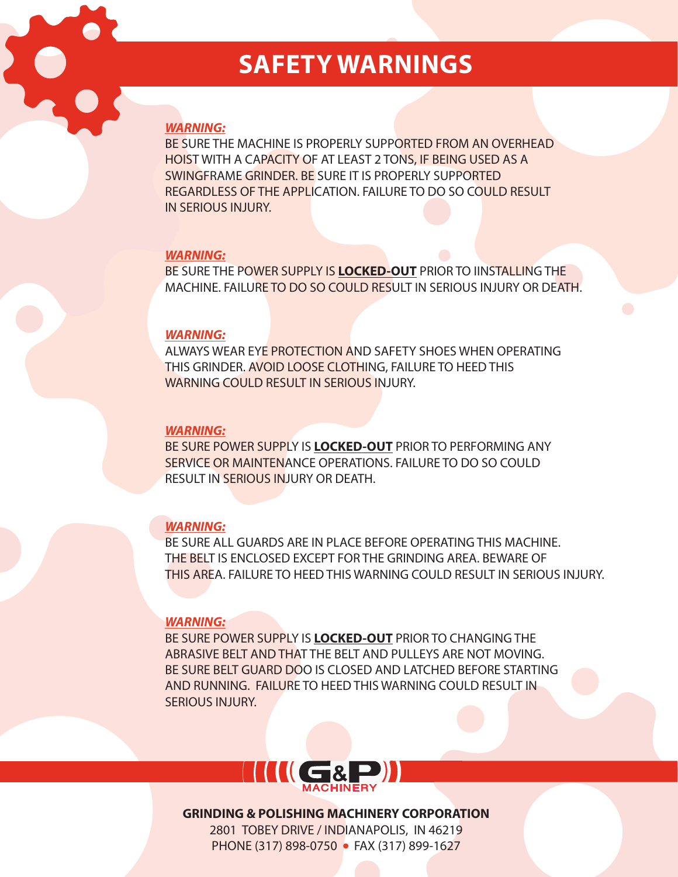# SAFETY WARNINGS

***WARNING:***
BE SURE THE MACHINE IS PROPERLY SUPPORTED FROM AN OVERHEAD HOIST WITH A CAPACITY OF AT LEAST 2 TONS, IF BEING USED AS A SWINGFRAME GRINDER. BE SURE IT IS PROPERLY SUPPORTED REGARDLESS OF THE APPLICATION. FAILURE TO DO SO COULD RESULT IN SERIOUS INJURY.

***WARNING:***
BE SURE THE POWER SUPPLY IS **LOCKED-OUT** PRIOR TO IINSTALLING THE MACHINE. FAILURE TO DO SO COULD RESULT IN SERIOUS INJURY OR DEATH.

***WARNING:***
ALWAYS WEAR EYE PROTECTION AND SAFETY SHOES WHEN OPERATING THIS GRINDER. AVOID LOOSE CLOTHING, FAILURE TO HEED THIS WARNING COULD RESULT IN SERIOUS INJURY.

***WARNING:***
BE SURE POWER SUPPLY IS **LOCKED-OUT** PRIOR TO PERFORMING ANY SERVICE OR MAINTENANCE OPERATIONS. FAILURE TO DO SO COULD RESULT IN SERIOUS INJURY OR DEATH.

***WARNING:***
BE SURE ALL GUARDS ARE IN PLACE BEFORE OPERATING THIS MACHINE. THE BELT IS ENCLOSED EXCEPT FOR THE GRINDING AREA. BEWARE OF THIS AREA. FAILURE TO HEED THIS WARNING COULD RESULT IN SERIOUS INJURY.

***WARNING:***
BE SURE POWER SUPPLY IS **LOCKED-OUT** PRIOR TO CHANGING THE ABRASIVE BELT AND THAT THE BELT AND PULLEYS ARE NOT MOVING. BE SURE BELT GUARD DOO IS CLOSED AND LATCHED BEFORE STARTING AND RUNNING. FAILURE TO HEED THIS WARNING COULD RESULT IN SERIOUS INJURY.

G&P MACHINERY

**GRINDING & POLISHING MACHINERY CORPORATION**
2801 TOBEY DRIVE / INDIANAPOLIS, IN 46219
PHONE (317) 898-0750 • FAX (317) 899-1627